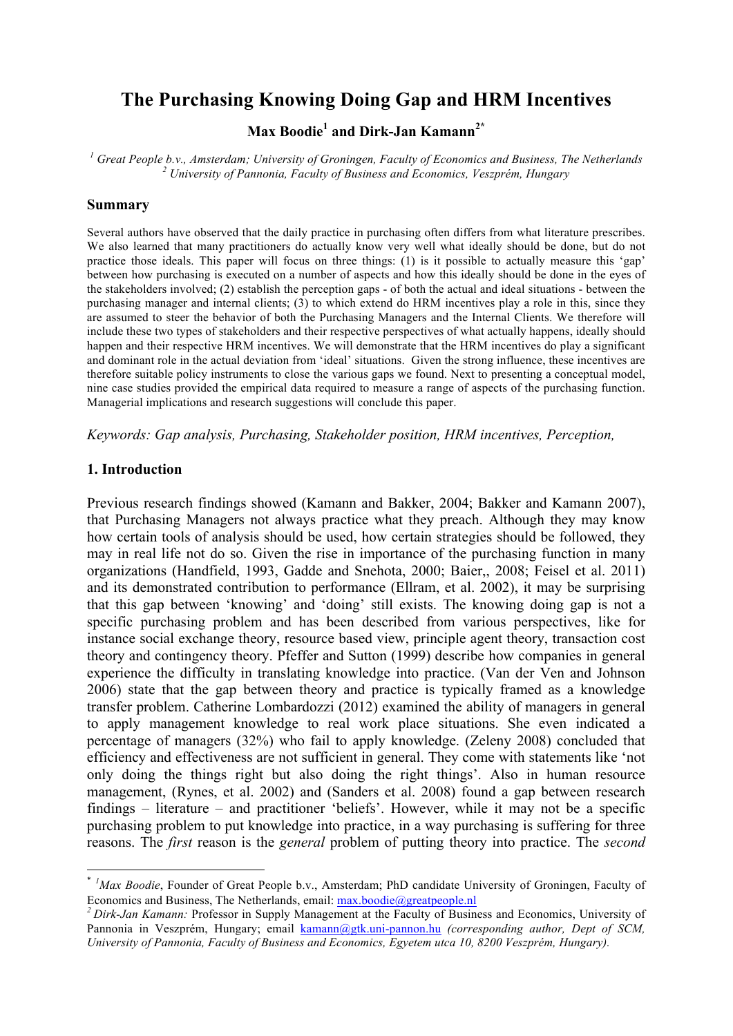# The Purchasing Knowing Doing Gap and HRM Incentives

**Max Boodie[1] and Dirk-Jan Kamann[2*]**

*[1] Great People b.v., Amsterdam; University of Groningen, Faculty of Economics and Business, The Netherlands*
*[2] University of Pannonia, Faculty of Business and Economics, Veszprém, Hungary*

## Summary

Several authors have observed that the daily practice in purchasing often differs from what literature prescribes. We also learned that many practitioners do actually know very well what ideally should be done, but do not practice those ideals. This paper will focus on three things: (1) is it possible to actually measure this 'gap' between how purchasing is executed on a number of aspects and how this ideally should be done in the eyes of the stakeholders involved; (2) establish the perception gaps - of both the actual and ideal situations - between the purchasing manager and internal clients; (3) to which extend do HRM incentives play a role in this, since they are assumed to steer the behavior of both the Purchasing Managers and the Internal Clients. We therefore will include these two types of stakeholders and their respective perspectives of what actually happens, ideally should happen and their respective HRM incentives. We will demonstrate that the HRM incentives do play a significant and dominant role in the actual deviation from 'ideal' situations. Given the strong influence, these incentives are therefore suitable policy instruments to close the various gaps we found. Next to presenting a conceptual model, nine case studies provided the empirical data required to measure a range of aspects of the purchasing function. Managerial implications and research suggestions will conclude this paper.

*Keywords: Gap analysis, Purchasing, Stakeholder position, HRM incentives, Perception,*

## 1. Introduction

Previous research findings showed (Kamann and Bakker, 2004; Bakker and Kamann 2007), that Purchasing Managers not always practice what they preach. Although they may know how certain tools of analysis should be used, how certain strategies should be followed, they may in real life not do so. Given the rise in importance of the purchasing function in many organizations (Handfield, 1993, Gadde and Snehota, 2000; Baier,, 2008; Feisel et al. 2011) and its demonstrated contribution to performance (Ellram, et al. 2002), it may be surprising that this gap between 'knowing' and 'doing' still exists. The knowing doing gap is not a specific purchasing problem and has been described from various perspectives, like for instance social exchange theory, resource based view, principle agent theory, transaction cost theory and contingency theory. Pfeffer and Sutton (1999) describe how companies in general experience the difficulty in translating knowledge into practice. (Van der Ven and Johnson 2006) state that the gap between theory and practice is typically framed as a knowledge transfer problem. Catherine Lombardozzi (2012) examined the ability of managers in general to apply management knowledge to real work place situations. She even indicated a percentage of managers (32%) who fail to apply knowledge. (Zeleny 2008) concluded that efficiency and effectiveness are not sufficient in general. They come with statements like 'not only doing the things right but also doing the right things'. Also in human resource management, (Rynes, et al. 2002) and (Sanders et al. 2008) found a gap between research findings – literature – and practitioner 'beliefs'. However, while it may not be a specific purchasing problem to put knowledge into practice, in a way purchasing is suffering for three reasons. The *first* reason is the *general* problem of putting theory into practice. The *second*

---

[*] [1]*Max Boodie*, Founder of Great People b.v., Amsterdam; PhD candidate University of Groningen, Faculty of Economics and Business, The Netherlands, email: max.boodie@greatpeople.nl

[2] *Dirk-Jan Kamann:* Professor in Supply Management at the Faculty of Business and Economics, University of Pannonia in Veszprém, Hungary; email kamann@gtk.uni-pannon.hu *(corresponding author, Dept of SCM, University of Pannonia, Faculty of Business and Economics, Egyetem utca 10, 8200 Veszprém, Hungary).*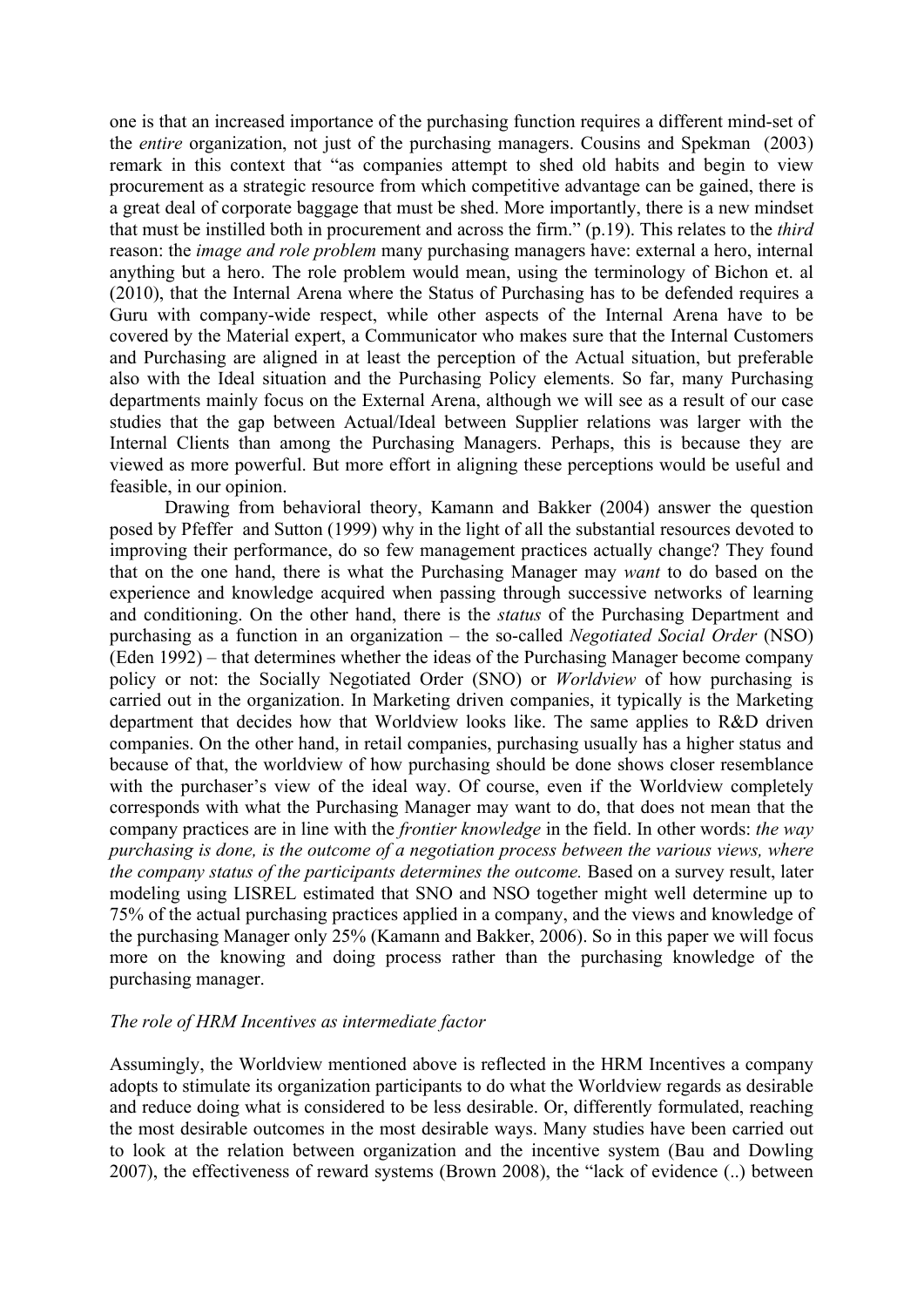one is that an increased importance of the purchasing function requires a different mind-set of the *entire* organization, not just of the purchasing managers. Cousins and Spekman (2003) remark in this context that "as companies attempt to shed old habits and begin to view procurement as a strategic resource from which competitive advantage can be gained, there is a great deal of corporate baggage that must be shed. More importantly, there is a new mindset that must be instilled both in procurement and across the firm." (p.19). This relates to the *third* reason: the *image and role problem* many purchasing managers have: external a hero, internal anything but a hero. The role problem would mean, using the terminology of Bichon et. al (2010), that the Internal Arena where the Status of Purchasing has to be defended requires a Guru with company-wide respect, while other aspects of the Internal Arena have to be covered by the Material expert, a Communicator who makes sure that the Internal Customers and Purchasing are aligned in at least the perception of the Actual situation, but preferable also with the Ideal situation and the Purchasing Policy elements. So far, many Purchasing departments mainly focus on the External Arena, although we will see as a result of our case studies that the gap between Actual/Ideal between Supplier relations was larger with the Internal Clients than among the Purchasing Managers. Perhaps, this is because they are viewed as more powerful. But more effort in aligning these perceptions would be useful and feasible, in our opinion.

Drawing from behavioral theory, Kamann and Bakker (2004) answer the question posed by Pfeffer and Sutton (1999) why in the light of all the substantial resources devoted to improving their performance, do so few management practices actually change? They found that on the one hand, there is what the Purchasing Manager may *want* to do based on the experience and knowledge acquired when passing through successive networks of learning and conditioning. On the other hand, there is the *status* of the Purchasing Department and purchasing as a function in an organization – the so-called *Negotiated Social Order* (NSO) (Eden 1992) – that determines whether the ideas of the Purchasing Manager become company policy or not: the Socially Negotiated Order (SNO) or *Worldview* of how purchasing is carried out in the organization. In Marketing driven companies, it typically is the Marketing department that decides how that Worldview looks like. The same applies to R&D driven companies. On the other hand, in retail companies, purchasing usually has a higher status and because of that, the worldview of how purchasing should be done shows closer resemblance with the purchaser's view of the ideal way. Of course, even if the Worldview completely corresponds with what the Purchasing Manager may want to do, that does not mean that the company practices are in line with the *frontier knowledge* in the field. In other words: *the way purchasing is done, is the outcome of a negotiation process between the various views, where the company status of the participants determines the outcome.* Based on a survey result, later modeling using LISREL estimated that SNO and NSO together might well determine up to 75% of the actual purchasing practices applied in a company, and the views and knowledge of the purchasing Manager only 25% (Kamann and Bakker, 2006). So in this paper we will focus more on the knowing and doing process rather than the purchasing knowledge of the purchasing manager.

*The role of HRM Incentives as intermediate factor*

Assumingly, the Worldview mentioned above is reflected in the HRM Incentives a company adopts to stimulate its organization participants to do what the Worldview regards as desirable and reduce doing what is considered to be less desirable. Or, differently formulated, reaching the most desirable outcomes in the most desirable ways. Many studies have been carried out to look at the relation between organization and the incentive system (Bau and Dowling 2007), the effectiveness of reward systems (Brown 2008), the "lack of evidence (..) between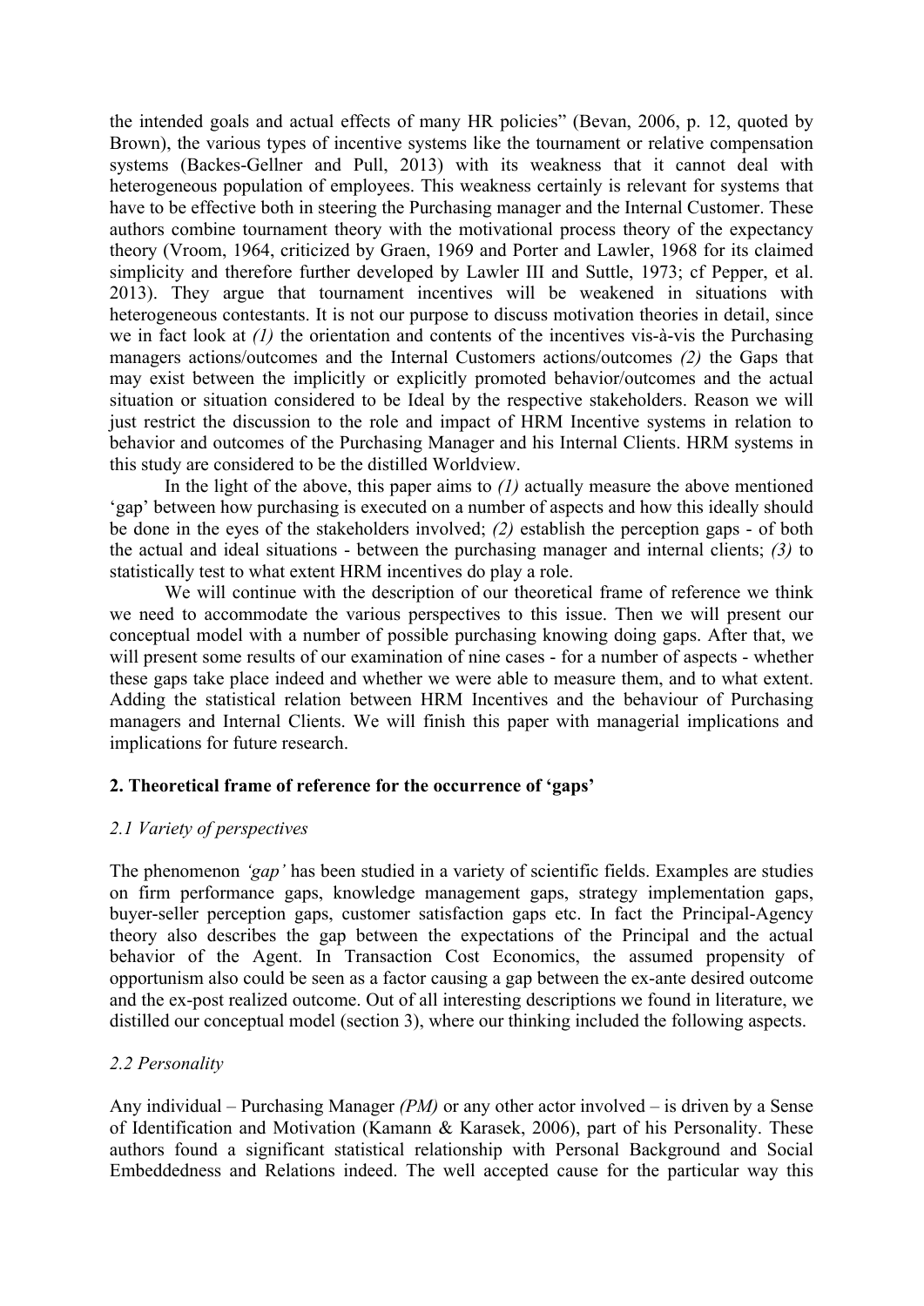the intended goals and actual effects of many HR policies" (Bevan, 2006, p. 12, quoted by Brown), the various types of incentive systems like the tournament or relative compensation systems (Backes-Gellner and Pull, 2013) with its weakness that it cannot deal with heterogeneous population of employees. This weakness certainly is relevant for systems that have to be effective both in steering the Purchasing manager and the Internal Customer. These authors combine tournament theory with the motivational process theory of the expectancy theory (Vroom, 1964, criticized by Graen, 1969 and Porter and Lawler, 1968 for its claimed simplicity and therefore further developed by Lawler III and Suttle, 1973; cf Pepper, et al. 2013). They argue that tournament incentives will be weakened in situations with heterogeneous contestants. It is not our purpose to discuss motivation theories in detail, since we in fact look at *(1)* the orientation and contents of the incentives vis-à-vis the Purchasing managers actions/outcomes and the Internal Customers actions/outcomes *(2)* the Gaps that may exist between the implicitly or explicitly promoted behavior/outcomes and the actual situation or situation considered to be Ideal by the respective stakeholders. Reason we will just restrict the discussion to the role and impact of HRM Incentive systems in relation to behavior and outcomes of the Purchasing Manager and his Internal Clients. HRM systems in this study are considered to be the distilled Worldview.

In the light of the above, this paper aims to *(1)* actually measure the above mentioned 'gap' between how purchasing is executed on a number of aspects and how this ideally should be done in the eyes of the stakeholders involved; *(2)* establish the perception gaps - of both the actual and ideal situations - between the purchasing manager and internal clients; *(3)* to statistically test to what extent HRM incentives do play a role.

We will continue with the description of our theoretical frame of reference we think we need to accommodate the various perspectives to this issue. Then we will present our conceptual model with a number of possible purchasing knowing doing gaps. After that, we will present some results of our examination of nine cases - for a number of aspects - whether these gaps take place indeed and whether we were able to measure them, and to what extent. Adding the statistical relation between HRM Incentives and the behaviour of Purchasing managers and Internal Clients. We will finish this paper with managerial implications and implications for future research.

## 2. Theoretical frame of reference for the occurrence of 'gaps'

### *2.1 Variety of perspectives*

The phenomenon *'gap'* has been studied in a variety of scientific fields. Examples are studies on firm performance gaps, knowledge management gaps, strategy implementation gaps, buyer-seller perception gaps, customer satisfaction gaps etc. In fact the Principal-Agency theory also describes the gap between the expectations of the Principal and the actual behavior of the Agent. In Transaction Cost Economics, the assumed propensity of opportunism also could be seen as a factor causing a gap between the ex-ante desired outcome and the ex-post realized outcome. Out of all interesting descriptions we found in literature, we distilled our conceptual model (section 3), where our thinking included the following aspects.

### *2.2 Personality*

Any individual – Purchasing Manager *(PM)* or any other actor involved – is driven by a Sense of Identification and Motivation (Kamann & Karasek, 2006), part of his Personality. These authors found a significant statistical relationship with Personal Background and Social Embeddedness and Relations indeed. The well accepted cause for the particular way this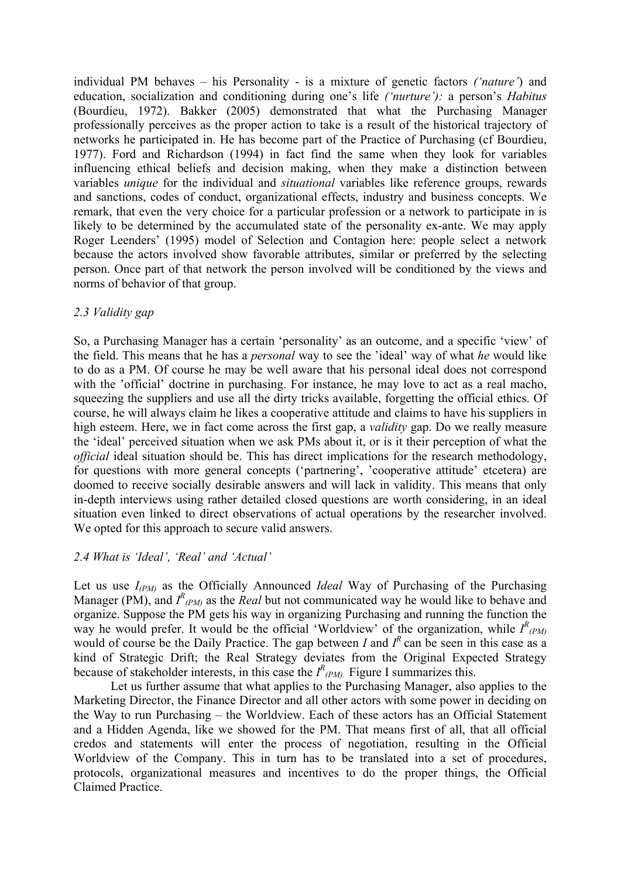individual PM behaves – his Personality - is a mixture of genetic factors *('nature'*) and education, socialization and conditioning during one's life *('nurture'):* a person's *Habitus* (Bourdieu, 1972). Bakker (2005) demonstrated that what the Purchasing Manager professionally perceives as the proper action to take is a result of the historical trajectory of networks he participated in. He has become part of the Practice of Purchasing (cf Bourdieu, 1977). Ford and Richardson (1994) in fact find the same when they look for variables influencing ethical beliefs and decision making, when they make a distinction between variables *unique* for the individual and *situational* variables like reference groups, rewards and sanctions, codes of conduct, organizational effects, industry and business concepts. We remark, that even the very choice for a particular profession or a network to participate in is likely to be determined by the accumulated state of the personality ex-ante. We may apply Roger Leenders' (1995) model of Selection and Contagion here: people select a network because the actors involved show favorable attributes, similar or preferred by the selecting person. Once part of that network the person involved will be conditioned by the views and norms of behavior of that group.

### *2.3 Validity gap*

So, a Purchasing Manager has a certain 'personality' as an outcome, and a specific 'view' of the field. This means that he has a *personal* way to see the 'ideal' way of what *he* would like to do as a PM. Of course he may be well aware that his personal ideal does not correspond with the 'official' doctrine in purchasing. For instance, he may love to act as a real macho, squeezing the suppliers and use all the dirty tricks available, forgetting the official ethics. Of course, he will always claim he likes a cooperative attitude and claims to have his suppliers in high esteem. Here, we in fact come across the first gap, a *validity* gap. Do we really measure the 'ideal' perceived situation when we ask PMs about it, or is it their perception of what the *official* ideal situation should be. This has direct implications for the research methodology, for questions with more general concepts ('partnering', 'cooperative attitude' etcetera) are doomed to receive socially desirable answers and will lack in validity. This means that only in-depth interviews using rather detailed closed questions are worth considering, in an ideal situation even linked to direct observations of actual operations by the researcher involved. We opted for this approach to secure valid answers.

### *2.4 What is 'Ideal', 'Real' and 'Actual'*

Let us use $I_{(PM)}$ as the Officially Announced *Ideal* Way of Purchasing of the Purchasing Manager (PM), and $I^{R}_{(PM)}$ as the *Real* but not communicated way he would like to behave and organize. Suppose the PM gets his way in organizing Purchasing and running the function the way he would prefer. It would be the official 'Worldview' of the organization, while $I^{R}_{(PM)}$ would of course be the Daily Practice. The gap between $I$ and $I^{R}$ can be seen in this case as a kind of Strategic Drift; the Real Strategy deviates from the Original Expected Strategy because of stakeholder interests, in this case the $I^{R}_{(PM)}$. Figure I summarizes this.

Let us further assume that what applies to the Purchasing Manager, also applies to the Marketing Director, the Finance Director and all other actors with some power in deciding on the Way to run Purchasing – the Worldview. Each of these actors has an Official Statement and a Hidden Agenda, like we showed for the PM. That means first of all, that all official credos and statements will enter the process of negotiation, resulting in the Official Worldview of the Company. This in turn has to be translated into a set of procedures, protocols, organizational measures and incentives to do the proper things, the Official Claimed Practice.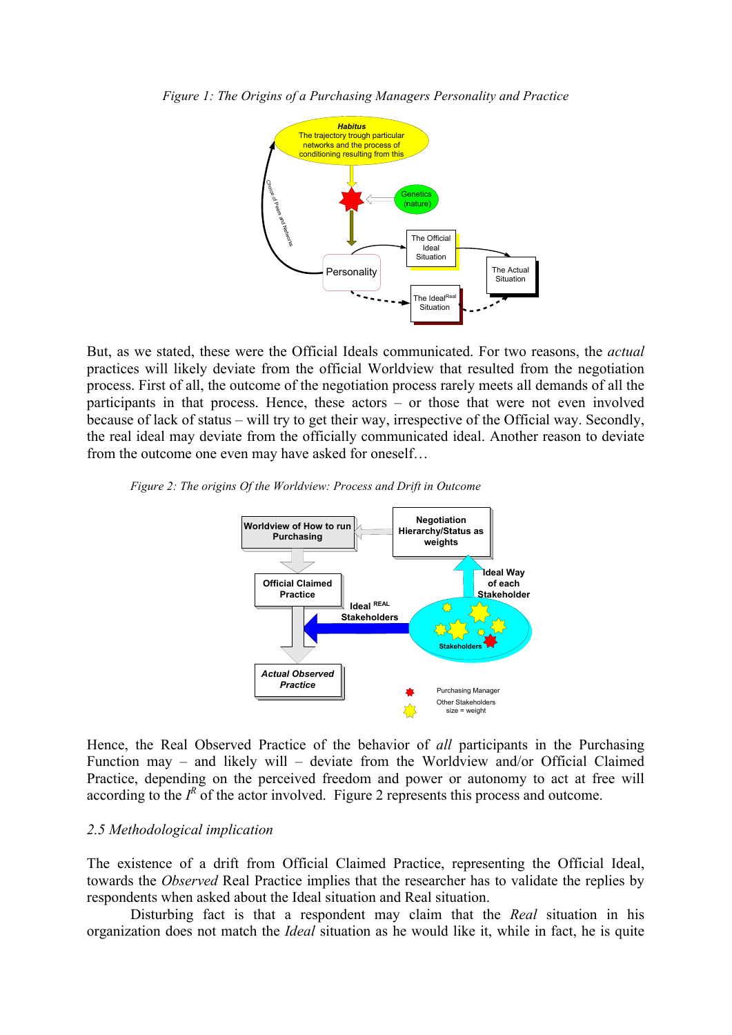*Figure 1: The Origins of a Purchasing Managers Personality and Practice*

But, as we stated, these were the Official Ideals communicated. For two reasons, the *actual* practices will likely deviate from the official Worldview that resulted from the negotiation process. First of all, the outcome of the negotiation process rarely meets all demands of all the participants in that process. Hence, these actors – or those that were not even involved because of lack of status – will try to get their way, irrespective of the Official way. Secondly, the real ideal may deviate from the officially communicated ideal. Another reason to deviate from the outcome one even may have asked for oneself…

*Figure 2: The origins Of the Worldview: Process and Drift in Outcome*

Hence, the Real Observed Practice of the behavior of *all* participants in the Purchasing Function may – and likely will – deviate from the Worldview and/or Official Claimed Practice, depending on the perceived freedom and power or autonomy to act at free will according to the $I^R$ of the actor involved. Figure 2 represents this process and outcome.

### *2.5 Methodological implication*

The existence of a drift from Official Claimed Practice, representing the Official Ideal, towards the *Observed* Real Practice implies that the researcher has to validate the replies by respondents when asked about the Ideal situation and Real situation.

Disturbing fact is that a respondent may claim that the *Real* situation in his organization does not match the *Ideal* situation as he would like it, while in fact, he is quite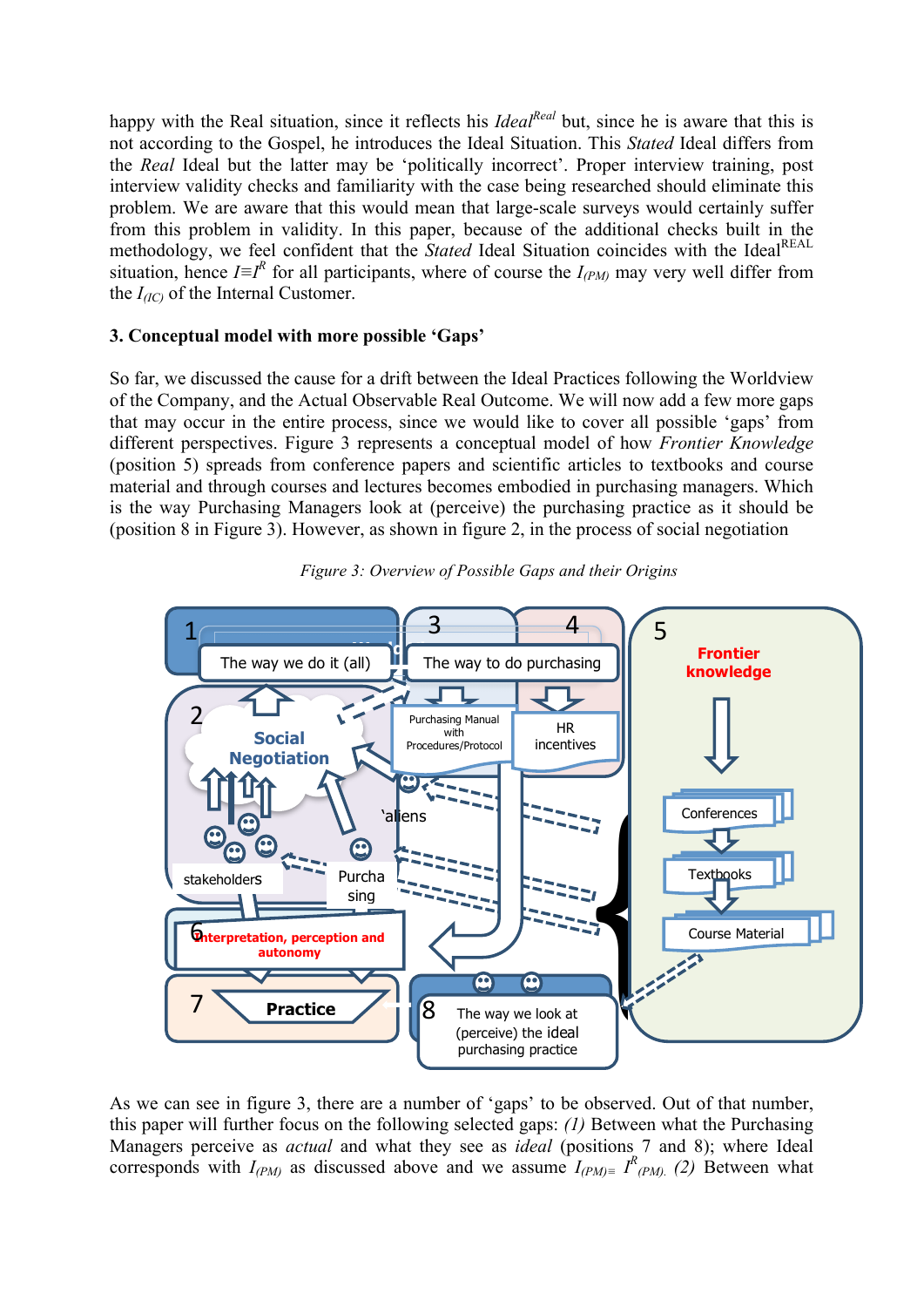happy with the Real situation, since it reflects his $Ideal^{Real}$ but, since he is aware that this is not according to the Gospel, he introduces the Ideal Situation. This *Stated* Ideal differs from the *Real* Ideal but the latter may be 'politically incorrect'. Proper interview training, post interview validity checks and familiarity with the case being researched should eliminate this problem. We are aware that this would mean that large-scale surveys would certainly suffer from this problem in validity. In this paper, because of the additional checks built in the methodology, we feel confident that the *Stated* Ideal Situation coincides with the $Ideal^{REAL}$ situation, hence $I \equiv I^R$ for all participants, where of course the $I_{(PM)}$ may very well differ from the $I_{(IC)}$ of the Internal Customer.

### 3. Conceptual model with more possible 'Gaps'

So far, we discussed the cause for a drift between the Ideal Practices following the Worldview of the Company, and the Actual Observable Real Outcome. We will now add a few more gaps that may occur in the entire process, since we would like to cover all possible 'gaps' from different perspectives. Figure 3 represents a conceptual model of how *Frontier Knowledge* (position 5) spreads from conference papers and scientific articles to textbooks and course material and through courses and lectures becomes embodied in purchasing managers. Which is the way Purchasing Managers look at (perceive) the purchasing practice as it should be (position 8 in Figure 3). However, as shown in figure 2, in the process of social negotiation

*Figure 3: Overview of Possible Gaps and their Origins*

As we can see in figure 3, there are a number of 'gaps' to be observed. Out of that number, this paper will further focus on the following selected gaps: *(1)* Between what the Purchasing Managers perceive as *actual* and what they see as *ideal* (positions 7 and 8); where Ideal corresponds with $I_{(PM)}$ as discussed above and we assume $I_{(PM)} \equiv I^R_{(PM)}$. *(2)* Between what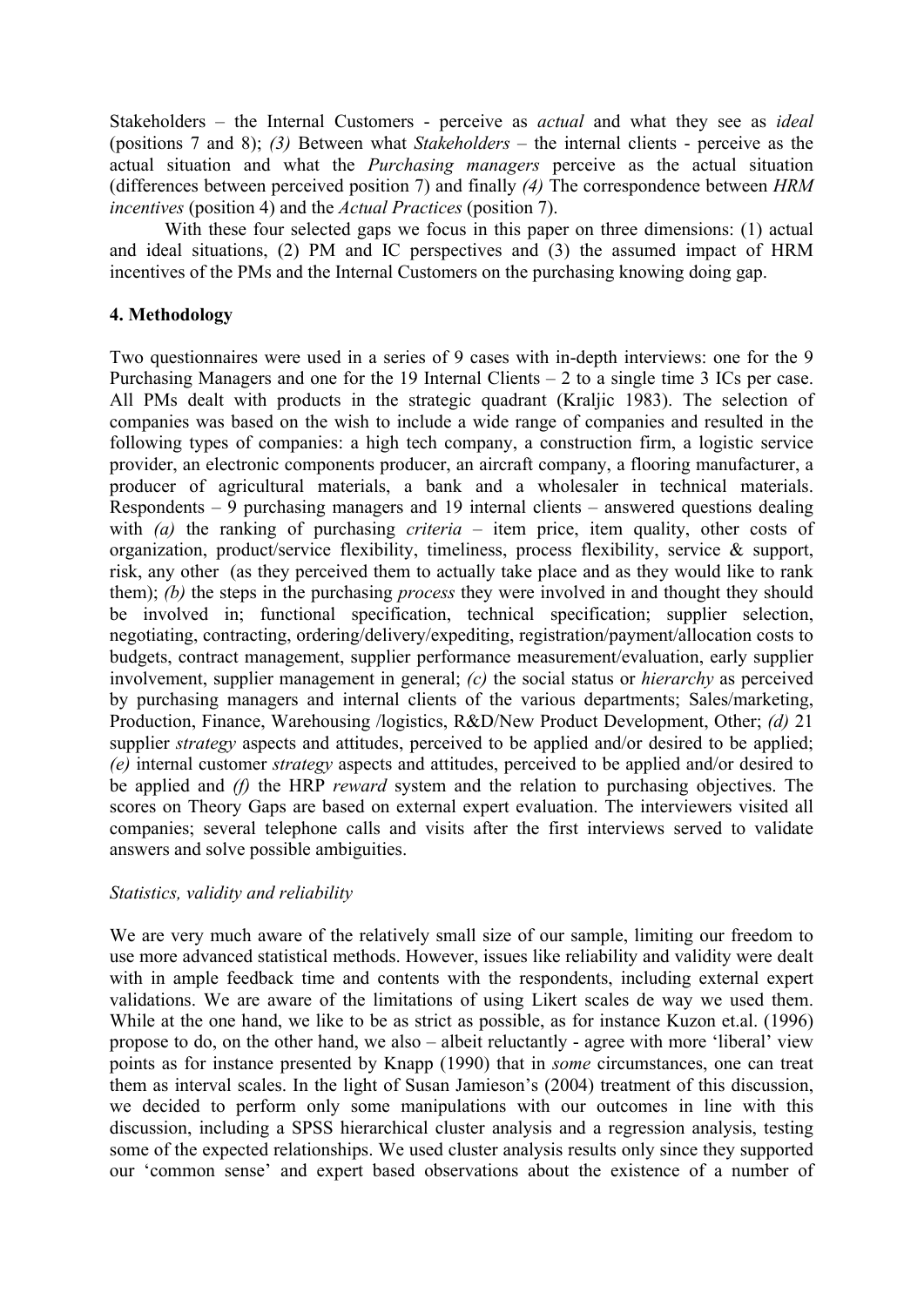Stakeholders – the Internal Customers - perceive as *actual* and what they see as *ideal* (positions 7 and 8); *(3)* Between what *Stakeholders* – the internal clients - perceive as the actual situation and what the *Purchasing managers* perceive as the actual situation (differences between perceived position 7) and finally *(4)* The correspondence between *HRM incentives* (position 4) and the *Actual Practices* (position 7).

With these four selected gaps we focus in this paper on three dimensions: (1) actual and ideal situations, (2) PM and IC perspectives and (3) the assumed impact of HRM incentives of the PMs and the Internal Customers on the purchasing knowing doing gap.

## 4. Methodology

Two questionnaires were used in a series of 9 cases with in-depth interviews: one for the 9 Purchasing Managers and one for the 19 Internal Clients – 2 to a single time 3 ICs per case. All PMs dealt with products in the strategic quadrant (Kraljic 1983). The selection of companies was based on the wish to include a wide range of companies and resulted in the following types of companies: a high tech company, a construction firm, a logistic service provider, an electronic components producer, an aircraft company, a flooring manufacturer, a producer of agricultural materials, a bank and a wholesaler in technical materials. Respondents – 9 purchasing managers and 19 internal clients – answered questions dealing with *(a)* the ranking of purchasing *criteria* – item price, item quality, other costs of organization, product/service flexibility, timeliness, process flexibility, service & support, risk, any other (as they perceived them to actually take place and as they would like to rank them); *(b)* the steps in the purchasing *process* they were involved in and thought they should be involved in; functional specification, technical specification; supplier selection, negotiating, contracting, ordering/delivery/expediting, registration/payment/allocation costs to budgets, contract management, supplier performance measurement/evaluation, early supplier involvement, supplier management in general; *(c)* the social status or *hierarchy* as perceived by purchasing managers and internal clients of the various departments; Sales/marketing, Production, Finance, Warehousing /logistics, R&D/New Product Development, Other; *(d)* 21 supplier *strategy* aspects and attitudes, perceived to be applied and/or desired to be applied; *(e)* internal customer *strategy* aspects and attitudes, perceived to be applied and/or desired to be applied and *(f)* the HRP *reward* system and the relation to purchasing objectives. The scores on Theory Gaps are based on external expert evaluation. The interviewers visited all companies; several telephone calls and visits after the first interviews served to validate answers and solve possible ambiguities.

*Statistics, validity and reliability*

We are very much aware of the relatively small size of our sample, limiting our freedom to use more advanced statistical methods. However, issues like reliability and validity were dealt with in ample feedback time and contents with the respondents, including external expert validations. We are aware of the limitations of using Likert scales de way we used them. While at the one hand, we like to be as strict as possible, as for instance Kuzon et.al. (1996) propose to do, on the other hand, we also – albeit reluctantly - agree with more 'liberal' view points as for instance presented by Knapp (1990) that in *some* circumstances, one can treat them as interval scales. In the light of Susan Jamieson's (2004) treatment of this discussion, we decided to perform only some manipulations with our outcomes in line with this discussion, including a SPSS hierarchical cluster analysis and a regression analysis, testing some of the expected relationships. We used cluster analysis results only since they supported our 'common sense' and expert based observations about the existence of a number of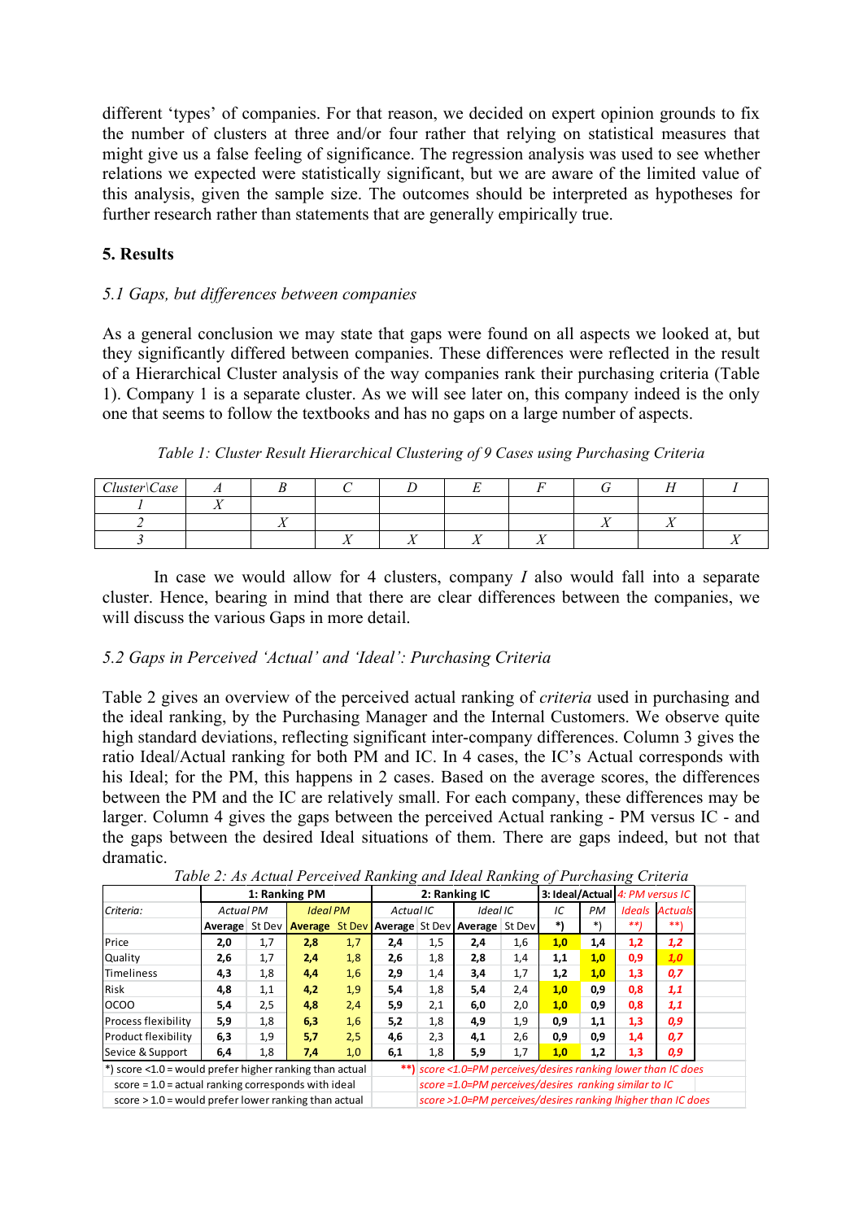different 'types' of companies. For that reason, we decided on expert opinion grounds to fix the number of clusters at three and/or four rather that relying on statistical measures that might give us a false feeling of significance. The regression analysis was used to see whether relations we expected were statistically significant, but we are aware of the limited value of this analysis, given the sample size. The outcomes should be interpreted as hypotheses for further research rather than statements that are generally empirically true.

## 5. Results

### *5.1 Gaps, but differences between companies*

As a general conclusion we may state that gaps were found on all aspects we looked at, but they significantly differed between companies. These differences were reflected in the result of a Hierarchical Cluster analysis of the way companies rank their purchasing criteria (Table 1). Company 1 is a separate cluster. As we will see later on, this company indeed is the only one that seems to follow the textbooks and has no gaps on a large number of aspects.

*Table 1: Cluster Result Hierarchical Clustering of 9 Cases using Purchasing Criteria*

| *Cluster\Case* | *A* | *B* | *C* | *D* | *E* | *F* | *G* | *H* | *I* |
|---|---|---|---|---|---|---|---|---|---|
| *1* | *X* | | | | | | | | |
| *2* | | *X* | | | | | *X* | *X* | |
| *3* | | | *X* | *X* | *X* | *X* | | | *X* |

In case we would allow for 4 clusters, company *I* also would fall into a separate cluster. Hence, bearing in mind that there are clear differences between the companies, we will discuss the various Gaps in more detail.

### *5.2 Gaps in Perceived 'Actual' and 'Ideal': Purchasing Criteria*

Table 2 gives an overview of the perceived actual ranking of *criteria* used in purchasing and the ideal ranking, by the Purchasing Manager and the Internal Customers. We observe quite high standard deviations, reflecting significant inter-company differences. Column 3 gives the ratio Ideal/Actual ranking for both PM and IC. In 4 cases, the IC's Actual corresponds with his Ideal; for the PM, this happens in 2 cases. Based on the average scores, the differences between the PM and the IC are relatively small. For each company, these differences may be larger. Column 4 gives the gaps between the perceived Actual ranking - PM versus IC - and the gaps between the desired Ideal situations of them. There are gaps indeed, but not that dramatic.

*Table 2: As Actual Perceived Ranking and Ideal Ranking of Purchasing Criteria*

| | 1: Ranking PM | | | | 2: Ranking IC | | | | 3: Ideal/Actual | | *4: PM versus IC* | |
|---|---|---|---|---|---|---|---|---|---|---|---|---|
| *Criteria:* | *Actual PM* | | *Ideal PM* | | *Actual IC* | | *Ideal IC* | | *IC* | *PM* | *Ideals* | *Actuals* |
| | **Average** | St Dev | **Average** | St Dev | **Average** | St Dev | **Average** | St Dev | **\*)** | **\*)** | **\*\*)** | **\*\*)** |
| Price | **2,0** | 1,7 | **2,8** | 1,7 | **2,4** | 1,5 | **2,4** | 1,6 | **1,0** | **1,4** | **1,2** | ***1,2*** |
| Quality | **2,6** | 1,7 | **2,4** | 1,8 | **2,6** | 1,8 | **2,8** | 1,4 | **1,1** | **1,0** | **0,9** | ***1,0*** |
| Timeliness | **4,3** | 1,8 | **4,4** | 1,6 | **2,9** | 1,4 | **3,4** | 1,7 | **1,2** | **1,0** | **1,3** | ***0,7*** |
| Risk | **4,8** | 1,1 | **4,2** | 1,9 | **5,4** | 1,8 | **5,4** | 2,4 | **1,0** | **0,9** | **0,8** | ***1,1*** |
| OCOO | **5,4** | 2,5 | **4,8** | 2,4 | **5,9** | 2,1 | **6,0** | 2,0 | **1,0** | **0,9** | **0,8** | ***1,1*** |
| Process flexibility | **5,9** | 1,8 | **6,3** | 1,6 | **5,2** | 1,8 | **4,9** | 1,9 | **0,9** | **1,1** | **1,3** | ***0,9*** |
| Product flexibility | **6,3** | 1,9 | **5,7** | 2,5 | **4,6** | 2,3 | **4,1** | 2,6 | **0,9** | **0,9** | **1,4** | ***0,7*** |
| Sevice & Support | **6,4** | 1,8 | **7,4** | 1,0 | **6,1** | 1,8 | **5,9** | 1,7 | **1,0** | **1,2** | **1,3** | ***0,9*** |

\*) score <1.0 = would prefer higher ranking than actual
score = 1.0 = actual ranking corresponds with ideal
score > 1.0 = would prefer lower ranking than actual

**\*\*)** *score <1.0=PM perceives/desires ranking lower than IC does*
*score =1.0=PM perceives/desires ranking similar to IC*
*score >1.0=PM perceives/desires ranking lhigher than IC does*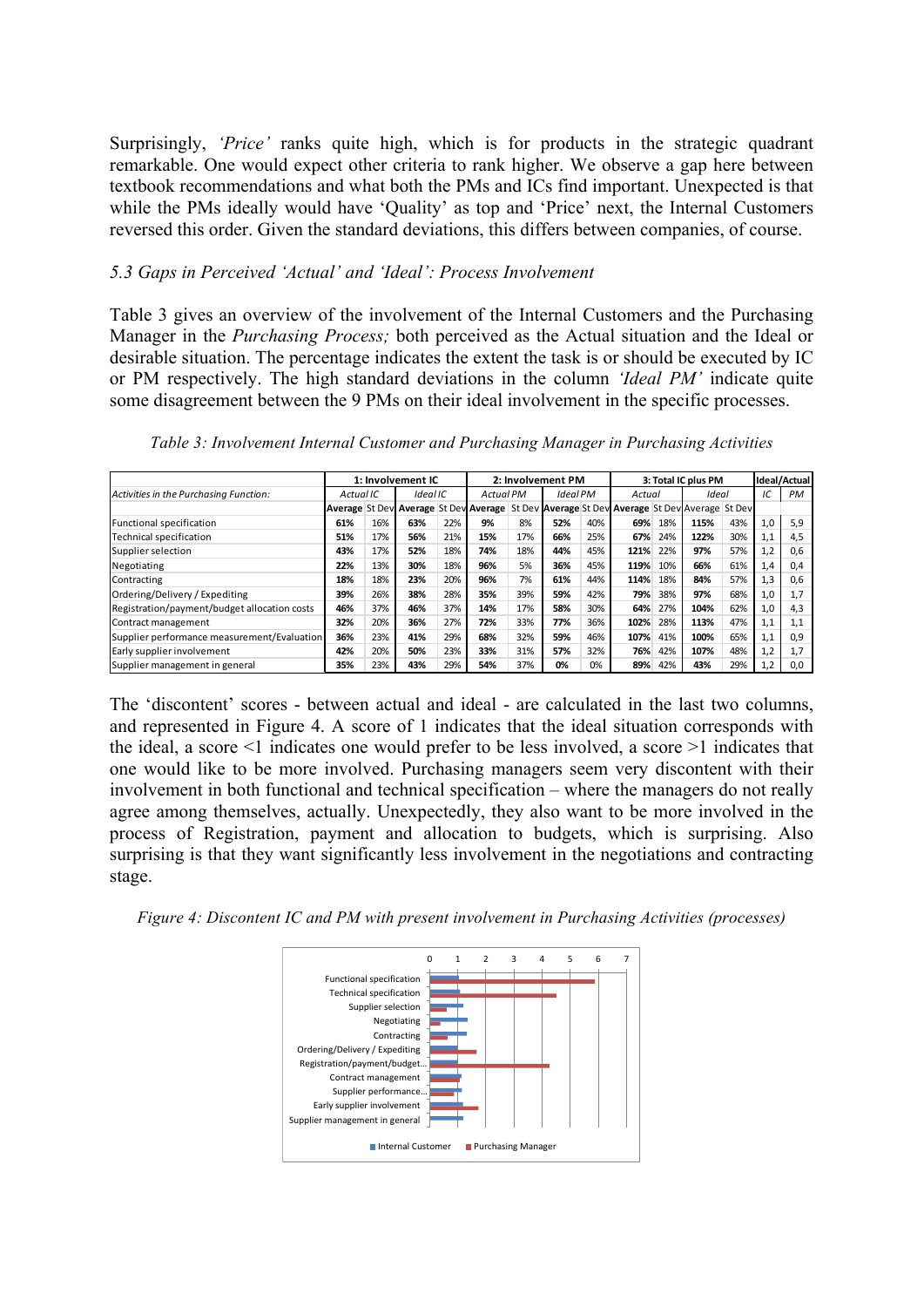Surprisingly, *'Price'* ranks quite high, which is for products in the strategic quadrant remarkable. One would expect other criteria to rank higher. We observe a gap here between textbook recommendations and what both the PMs and ICs find important. Unexpected is that while the PMs ideally would have 'Quality' as top and 'Price' next, the Internal Customers reversed this order. Given the standard deviations, this differs between companies, of course.

### *5.3 Gaps in Perceived 'Actual' and 'Ideal': Process Involvement*

Table 3 gives an overview of the involvement of the Internal Customers and the Purchasing Manager in the *Purchasing Process;* both perceived as the Actual situation and the Ideal or desirable situation. The percentage indicates the extent the task is or should be executed by IC or PM respectively. The high standard deviations in the column *'Ideal PM'* indicate quite some disagreement between the 9 PMs on their ideal involvement in the specific processes.

*Table 3: Involvement Internal Customer and Purchasing Manager in Purchasing Activities*

| | 1: Involvement IC | | | | 2: Involvement PM | | | | 3: Total IC plus PM | | | | Ideal/Actual | |
|---|---|---|---|---|---|---|---|---|---|---|---|---|---|---|
| *Activities in the Purchasing Function:* | *Actual IC* | | *Ideal IC* | | *Actual PM* | | *Ideal PM* | | *Actual* | | *Ideal* | | *IC* | *PM* |
| | **Average** | **St Dev** | **Average** | **St Dev** | **Average** | **St Dev** | **Average** | **St Dev** | **Average** | **St Dev** | **Average** | **St Dev** | | |
| Functional specification | **61%** | 16% | **63%** | 22% | **9%** | 8% | **52%** | 40% | **69%** | 18% | **115%** | 43% | 1,0 | 5,9 |
| Technical specification | **51%** | 17% | **56%** | 21% | **15%** | 17% | **66%** | 25% | **67%** | 24% | **122%** | 30% | 1,1 | 4,5 |
| Supplier selection | **43%** | 17% | **52%** | 18% | **74%** | 18% | **44%** | 45% | **121%** | 22% | **97%** | 57% | 1,2 | 0,6 |
| Negotiating | **22%** | 13% | **30%** | 18% | **96%** | 5% | **36%** | 45% | **119%** | 10% | **66%** | 61% | 1,4 | 0,4 |
| Contracting | **18%** | 18% | **23%** | 20% | **96%** | 7% | **61%** | 44% | **114%** | 18% | **84%** | 57% | 1,3 | 0,6 |
| Ordering/Delivery / Expediting | **39%** | 26% | **38%** | 28% | **35%** | 39% | **59%** | 42% | **79%** | 38% | **97%** | 68% | 1,0 | 1,7 |
| Registration/payment/budget allocation costs | **46%** | 37% | **46%** | 37% | **14%** | 17% | **58%** | 30% | **64%** | 27% | **104%** | 62% | 1,0 | 4,3 |
| Contract management | **32%** | 20% | **36%** | 27% | **72%** | 33% | **77%** | 36% | **102%** | 28% | **113%** | 47% | 1,1 | 1,1 |
| Supplier performance measurement/Evaluation | **36%** | 23% | **41%** | 29% | **68%** | 32% | **59%** | 46% | **107%** | 41% | **100%** | 65% | 1,1 | 0,9 |
| Early supplier involvement | **42%** | 20% | **50%** | 23% | **33%** | 31% | **57%** | 32% | **76%** | 42% | **107%** | 48% | 1,2 | 1,7 |
| Supplier management in general | **35%** | 23% | **43%** | 29% | **54%** | 37% | **0%** | 0% | **89%** | 42% | **43%** | 29% | 1,2 | 0,0 |

The 'discontent' scores - between actual and ideal - are calculated in the last two columns, and represented in Figure 4. A score of 1 indicates that the ideal situation corresponds with the ideal, a score <1 indicates one would prefer to be less involved, a score >1 indicates that one would like to be more involved. Purchasing managers seem very discontent with their involvement in both functional and technical specification – where the managers do not really agree among themselves, actually. Unexpectedly, they also want to be more involved in the process of Registration, payment and allocation to budgets, which is surprising. Also surprising is that they want significantly less involvement in the negotiations and contracting stage.

*Figure 4: Discontent IC and PM with present involvement in Purchasing Activities (processes)*

| Activity | Internal Customer | Purchasing Manager |
|---|---|---|
| Functional specification | 1,0 | 5,9 |
| Technical specification | 1,1 | 4,5 |
| Supplier selection | 1,2 | 0,6 |
| Negotiating | 1,4 | 0,4 |
| Contracting | 1,3 | 0,6 |
| Ordering/Delivery / Expediting | 1,0 | 1,7 |
| Registration/payment/budget... | 1,0 | 4,3 |
| Contract management | 1,1 | 1,1 |
| Supplier performance... | 1,1 | 0,9 |
| Early supplier involvement | 1,2 | 1,7 |
| Supplier management in general | 1,2 | 0,0 |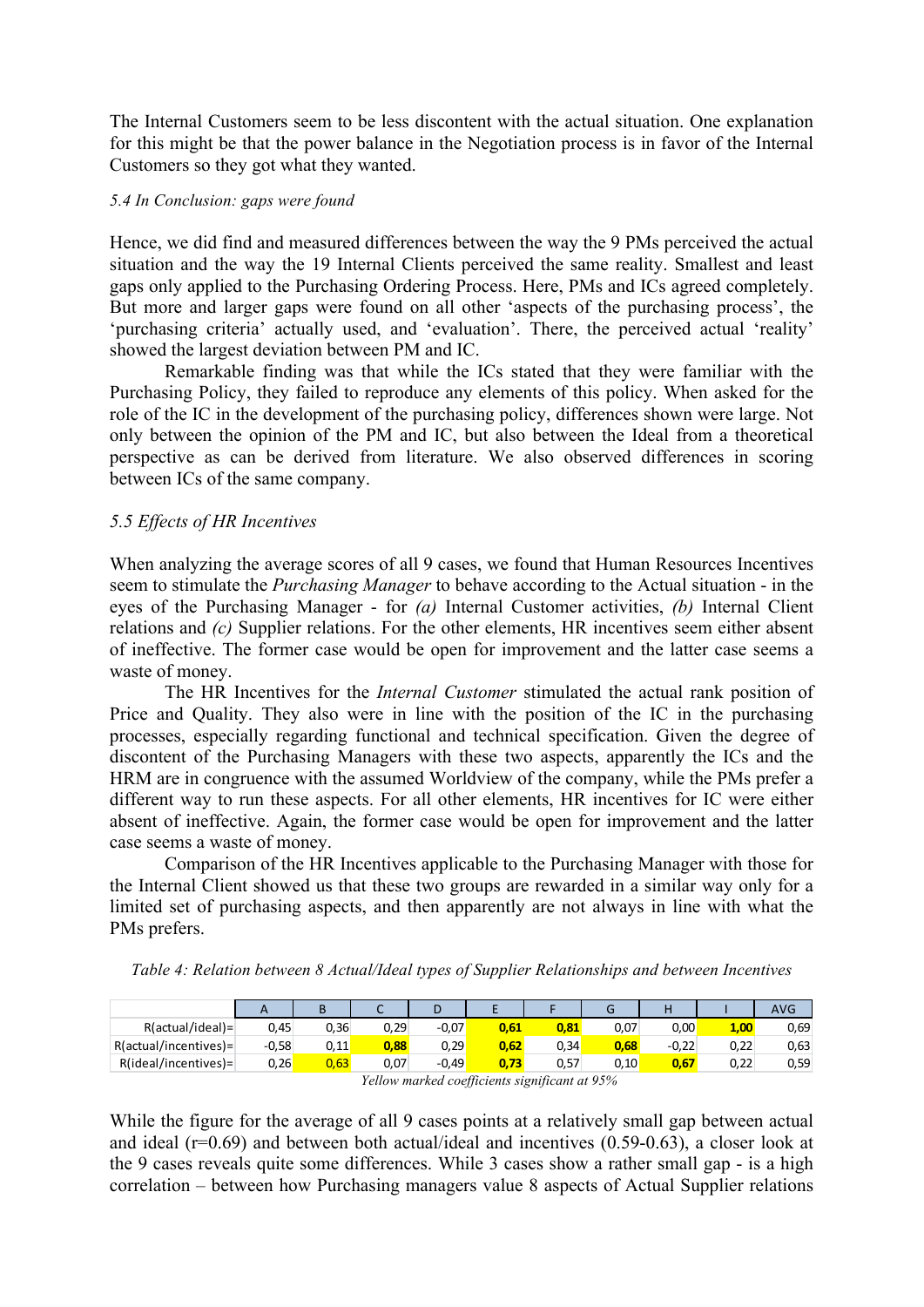The Internal Customers seem to be less discontent with the actual situation. One explanation for this might be that the power balance in the Negotiation process is in favor of the Internal Customers so they got what they wanted.

### *5.4 In Conclusion: gaps were found*

Hence, we did find and measured differences between the way the 9 PMs perceived the actual situation and the way the 19 Internal Clients perceived the same reality. Smallest and least gaps only applied to the Purchasing Ordering Process. Here, PMs and ICs agreed completely. But more and larger gaps were found on all other 'aspects of the purchasing process', the 'purchasing criteria' actually used, and 'evaluation'. There, the perceived actual 'reality' showed the largest deviation between PM and IC.

Remarkable finding was that while the ICs stated that they were familiar with the Purchasing Policy, they failed to reproduce any elements of this policy. When asked for the role of the IC in the development of the purchasing policy, differences shown were large. Not only between the opinion of the PM and IC, but also between the Ideal from a theoretical perspective as can be derived from literature. We also observed differences in scoring between ICs of the same company.

### *5.5 Effects of HR Incentives*

When analyzing the average scores of all 9 cases, we found that Human Resources Incentives seem to stimulate the *Purchasing Manager* to behave according to the Actual situation - in the eyes of the Purchasing Manager - for *(a)* Internal Customer activities, *(b)* Internal Client relations and *(c)* Supplier relations. For the other elements, HR incentives seem either absent of ineffective. The former case would be open for improvement and the latter case seems a waste of money.

The HR Incentives for the *Internal Customer* stimulated the actual rank position of Price and Quality. They also were in line with the position of the IC in the purchasing processes, especially regarding functional and technical specification. Given the degree of discontent of the Purchasing Managers with these two aspects, apparently the ICs and the HRM are in congruence with the assumed Worldview of the company, while the PMs prefer a different way to run these aspects. For all other elements, HR incentives for IC were either absent of ineffective. Again, the former case would be open for improvement and the latter case seems a waste of money.

Comparison of the HR Incentives applicable to the Purchasing Manager with those for the Internal Client showed us that these two groups are rewarded in a similar way only for a limited set of purchasing aspects, and then apparently are not always in line with what the PMs prefers.

*Table 4: Relation between 8 Actual/Ideal types of Supplier Relationships and between Incentives*

| | A | B | C | D | E | F | G | H | I | AVG |
|---|---|---|---|---|---|---|---|---|---|---|
| R(actual/ideal)= | 0,45 | 0,36 | 0,29 | -0,07 | **0,61** | **0,81** | 0,07 | 0,00 | **1,00** | 0,69 |
| R(actual/incentives)= | -0,58 | 0,11 | **0,88** | 0,29 | **0,62** | 0,34 | **0,68** | -0,22 | 0,22 | 0,63 |
| R(ideal/incentives)= | 0,26 | **0,63** | 0,07 | -0,49 | **0,73** | 0,57 | 0,10 | **0,67** | 0,22 | 0,59 |

*Yellow marked coefficients significant at 95%*

While the figure for the average of all 9 cases points at a relatively small gap between actual and ideal (r=0.69) and between both actual/ideal and incentives (0.59-0.63), a closer look at the 9 cases reveals quite some differences. While 3 cases show a rather small gap - is a high correlation – between how Purchasing managers value 8 aspects of Actual Supplier relations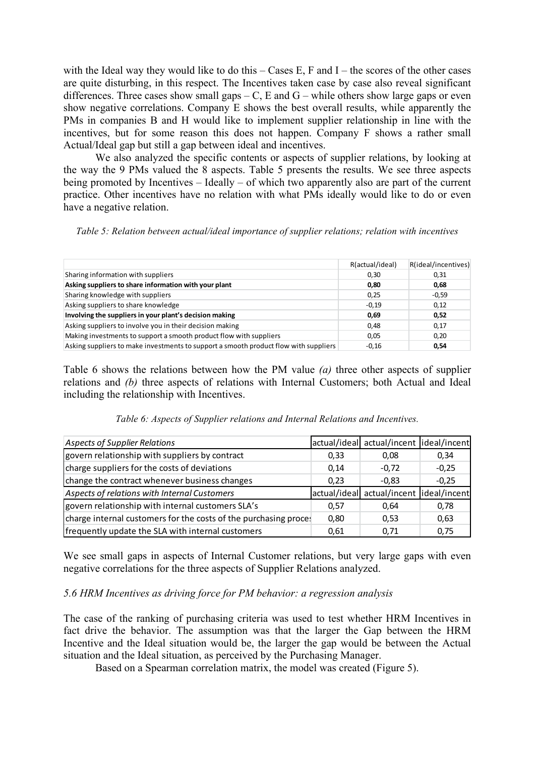with the Ideal way they would like to do this – Cases E, F and I – the scores of the other cases are quite disturbing, in this respect. The Incentives taken case by case also reveal significant differences. Three cases show small gaps – C, E and G – while others show large gaps or even show negative correlations. Company E shows the best overall results, while apparently the PMs in companies B and H would like to implement supplier relationship in line with the incentives, but for some reason this does not happen. Company F shows a rather small Actual/Ideal gap but still a gap between ideal and incentives.

We also analyzed the specific contents or aspects of supplier relations, by looking at the way the 9 PMs valued the 8 aspects. Table 5 presents the results. We see three aspects being promoted by Incentives – Ideally – of which two apparently also are part of the current practice. Other incentives have no relation with what PMs ideally would like to do or even have a negative relation.

*Table 5: Relation between actual/ideal importance of supplier relations; relation with incentives*

| | R(actual/ideal) | R(ideal/incentives) |
|---|---|---|
| Sharing information with suppliers | 0,30 | 0,31 |
| **Asking suppliers to share information with your plant** | **0,80** | **0,68** |
| Sharing knowledge with suppliers | 0,25 | -0,59 |
| Asking suppliers to share knowledge | -0,19 | 0,12 |
| **Involving the suppliers in your plant's decision making** | **0,69** | **0,52** |
| Asking suppliers to involve you in their decision making | 0,48 | 0,17 |
| Making investments to support a smooth product flow with suppliers | 0,05 | 0,20 |
| Asking suppliers to make investments to support a smooth product flow with suppliers | -0,16 | **0,54** |

Table 6 shows the relations between how the PM value *(a)* three other aspects of supplier relations and *(b)* three aspects of relations with Internal Customers; both Actual and Ideal including the relationship with Incentives.

*Table 6: Aspects of Supplier relations and Internal Relations and Incentives.*

| *Aspects of Supplier Relations* | actual/ideal | actual/incent | ideal/incent |
|---|---|---|---|
| govern relationship with suppliers by contract | 0,33 | 0,08 | 0,34 |
| charge suppliers for the costs of deviations | 0,14 | -0,72 | -0,25 |
| change the contract whenever business changes | 0,23 | -0,83 | -0,25 |
| *Aspects of relations with Internal Customers* | actual/ideal | actual/incent | ideal/incent |
| govern relationship with internal customers SLA's | 0,57 | 0,64 | 0,78 |
| charge internal customers for the costs of the purchasing proces | 0,80 | 0,53 | 0,63 |
| frequently update the SLA with internal customers | 0,61 | 0,71 | 0,75 |

We see small gaps in aspects of Internal Customer relations, but very large gaps with even negative correlations for the three aspects of Supplier Relations analyzed.

### *5.6 HRM Incentives as driving force for PM behavior: a regression analysis*

The case of the ranking of purchasing criteria was used to test whether HRM Incentives in fact drive the behavior. The assumption was that the larger the Gap between the HRM Incentive and the Ideal situation would be, the larger the gap would be between the Actual situation and the Ideal situation, as perceived by the Purchasing Manager.

Based on a Spearman correlation matrix, the model was created (Figure 5).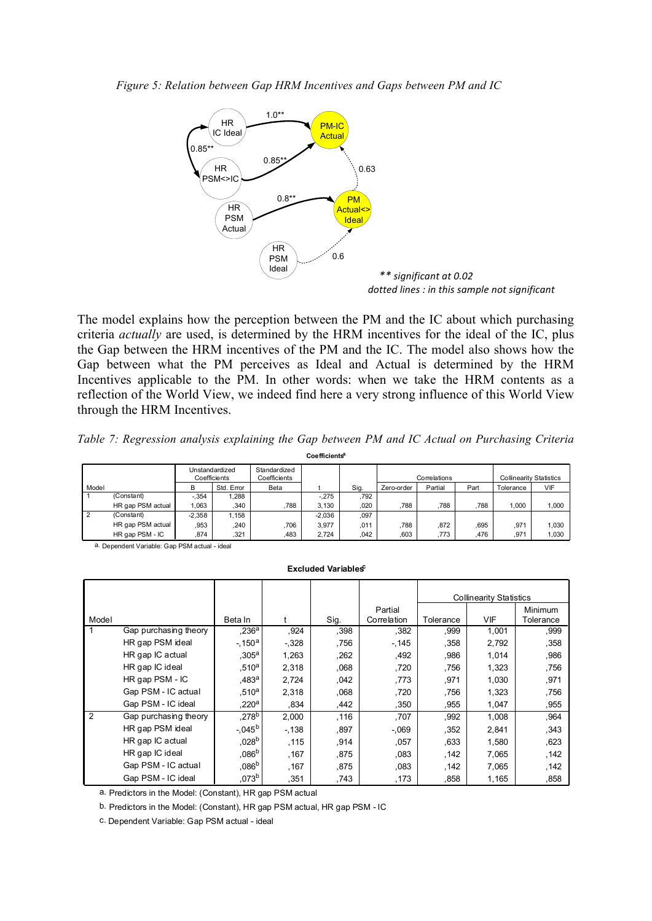*Figure 5: Relation between Gap HRM Incentives and Gaps between PM and IC*

The model explains how the perception between the PM and the IC about which purchasing criteria *actually* are used, is determined by the HRM incentives for the ideal of the IC, plus the Gap between the HRM incentives of the PM and the IC. The model also shows how the Gap between what the PM perceives as Ideal and Actual is determined by the HRM Incentives applicable to the PM. In other words: when we take the HRM contents as a reflection of the World View, we indeed find here a very strong influence of this World View through the HRM Incentives.

*Table 7: Regression analysis explaining the Gap between PM and IC Actual on Purchasing Criteria*

**Coefficients[a]**

| Model | | Unstandardized Coefficients | | Standardized Coefficients | | | Correlations | | | Collinearity Statistics | |
|---|---|---|---|---|---|---|---|---|---|---|---|
| | | B | Std. Error | Beta | t | Sig. | Zero-order | Partial | Part | Tolerance | VIF |
| 1 | (Constant) | -,354 | 1,288 | | -,275 | ,792 | | | | | |
| | HR gap PSM actual | 1,063 | ,340 | ,788 | 3,130 | ,020 | ,788 | ,788 | ,788 | 1,000 | 1,000 |
| 2 | (Constant) | -2,358 | 1,158 | | -2,036 | ,097 | | | | | |
| | HR gap PSM actual | ,953 | ,240 | ,706 | 3,977 | ,011 | ,788 | ,872 | ,695 | ,971 | 1,030 |
| | HR gap PSM - IC | ,874 | ,321 | ,483 | 2,724 | ,042 | ,603 | ,773 | ,476 | ,971 | 1,030 |

a. Dependent Variable: Gap PSM actual - ideal

**Excluded Variables[c]**

| Model | | Beta In | t | Sig. | Partial Correlation | Tolerance | VIF | Minimum Tolerance |
|---|---|---|---|---|---|---|---|---|
| 1 | Gap purchasing theory | ,236[a] | ,924 | ,398 | ,382 | ,999 | 1,001 | ,999 |
| | HR gap PSM ideal | -,150[a] | -,328 | ,756 | -,145 | ,358 | 2,792 | ,358 |
| | HR gap IC actual | ,305[a] | 1,263 | ,262 | ,492 | ,986 | 1,014 | ,986 |
| | HR gap IC ideal | ,510[a] | 2,318 | ,068 | ,720 | ,756 | 1,323 | ,756 |
| | HR gap PSM - IC | ,483[a] | 2,724 | ,042 | ,773 | ,971 | 1,030 | ,971 |
| | Gap PSM - IC actual | ,510[a] | 2,318 | ,068 | ,720 | ,756 | 1,323 | ,756 |
| | Gap PSM - IC ideal | ,220[a] | ,834 | ,442 | ,350 | ,955 | 1,047 | ,955 |
| 2 | Gap purchasing theory | ,278[b] | 2,000 | ,116 | ,707 | ,992 | 1,008 | ,964 |
| | HR gap PSM ideal | -,045[b] | -,138 | ,897 | -,069 | ,352 | 2,841 | ,343 |
| | HR gap IC actual | ,028[b] | ,115 | ,914 | ,057 | ,633 | 1,580 | ,623 |
| | HR gap IC ideal | ,086[b] | ,167 | ,875 | ,083 | ,142 | 7,065 | ,142 |
| | Gap PSM - IC actual | ,086[b] | ,167 | ,875 | ,083 | ,142 | 7,065 | ,142 |
| | Gap PSM - IC ideal | ,073[b] | ,351 | ,743 | ,173 | ,858 | 1,165 | ,858 |

(The last three columns are grouped under "Collinearity Statistics".)

a. Predictors in the Model: (Constant), HR gap PSM actual

b. Predictors in the Model: (Constant), HR gap PSM actual, HR gap PSM - IC

c. Dependent Variable: Gap PSM actual - ideal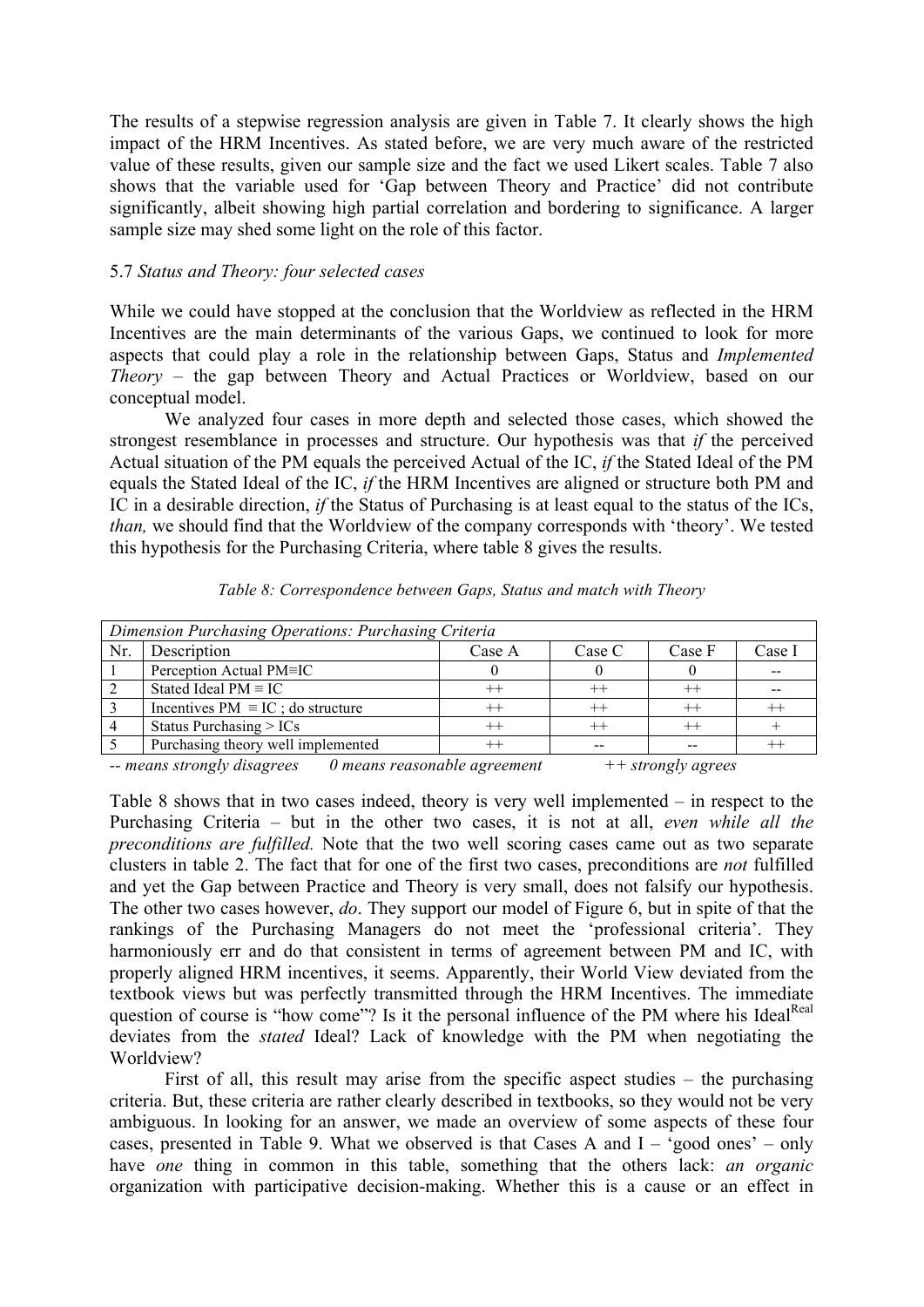The results of a stepwise regression analysis are given in Table 7. It clearly shows the high impact of the HRM Incentives. As stated before, we are very much aware of the restricted value of these results, given our sample size and the fact we used Likert scales. Table 7 also shows that the variable used for 'Gap between Theory and Practice' did not contribute significantly, albeit showing high partial correlation and bordering to significance. A larger sample size may shed some light on the role of this factor.

### 5.7 *Status and Theory: four selected cases*

While we could have stopped at the conclusion that the Worldview as reflected in the HRM Incentives are the main determinants of the various Gaps, we continued to look for more aspects that could play a role in the relationship between Gaps, Status and *Implemented Theory* – the gap between Theory and Actual Practices or Worldview, based on our conceptual model.

We analyzed four cases in more depth and selected those cases, which showed the strongest resemblance in processes and structure. Our hypothesis was that *if* the perceived Actual situation of the PM equals the perceived Actual of the IC, *if* the Stated Ideal of the PM equals the Stated Ideal of the IC, *if* the HRM Incentives are aligned or structure both PM and IC in a desirable direction, *if* the Status of Purchasing is at least equal to the status of the ICs, *than,* we should find that the Worldview of the company corresponds with 'theory'. We tested this hypothesis for the Purchasing Criteria, where table 8 gives the results.

*Table 8: Correspondence between Gaps, Status and match with Theory*

| *Dimension Purchasing Operations: Purchasing Criteria* | | | | | |
|---|---|---|---|---|---|
| Nr. | Description | Case A | Case C | Case F | Case I |
| 1 | Perception Actual PM≡IC | 0 | 0 | 0 | -- |
| 2 | Stated Ideal PM ≡ IC | ++ | ++ | ++ | -- |
| 3 | Incentives PM ≡ IC ; do structure | ++ | ++ | ++ | ++ |
| 4 | Status Purchasing > ICs | ++ | ++ | ++ | + |
| 5 | Purchasing theory well implemented | ++ | -- | -- | ++ |

*-- means strongly disagrees 0 means reasonable agreement ++ strongly agrees*

Table 8 shows that in two cases indeed, theory is very well implemented – in respect to the Purchasing Criteria – but in the other two cases, it is not at all, *even while all the preconditions are fulfilled.* Note that the two well scoring cases came out as two separate clusters in table 2. The fact that for one of the first two cases, preconditions are *not* fulfilled and yet the Gap between Practice and Theory is very small, does not falsify our hypothesis. The other two cases however, *do*. They support our model of Figure 6, but in spite of that the rankings of the Purchasing Managers do not meet the 'professional criteria'. They harmoniously err and do that consistent in terms of agreement between PM and IC, with properly aligned HRM incentives, it seems. Apparently, their World View deviated from the textbook views but was perfectly transmitted through the HRM Incentives. The immediate question of course is "how come"? Is it the personal influence of the PM where his Ideal[Real] deviates from the *stated* Ideal? Lack of knowledge with the PM when negotiating the Worldview?

First of all, this result may arise from the specific aspect studies – the purchasing criteria. But, these criteria are rather clearly described in textbooks, so they would not be very ambiguous. In looking for an answer, we made an overview of some aspects of these four cases, presented in Table 9. What we observed is that Cases A and I – 'good ones' – only have *one* thing in common in this table, something that the others lack: *an organic* organization with participative decision-making. Whether this is a cause or an effect in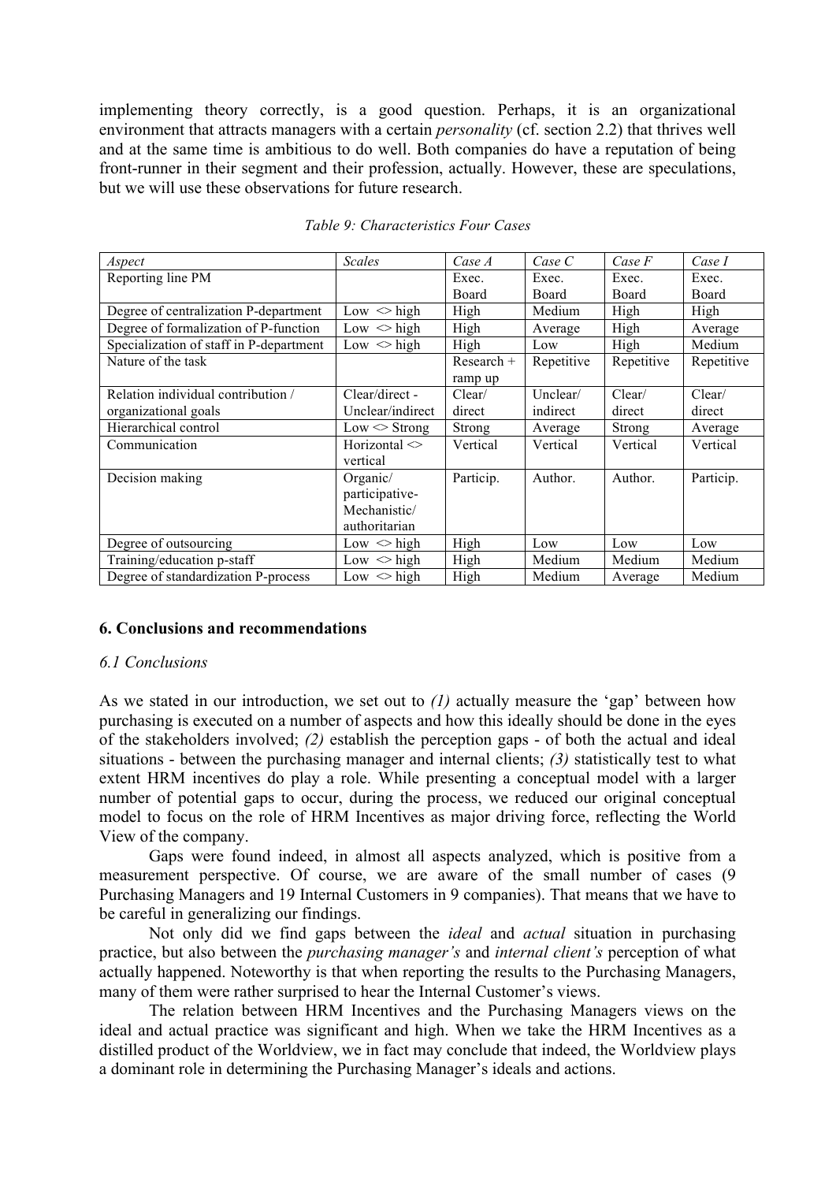implementing theory correctly, is a good question. Perhaps, it is an organizational environment that attracts managers with a certain *personality* (cf. section 2.2) that thrives well and at the same time is ambitious to do well. Both companies do have a reputation of being front-runner in their segment and their profession, actually. However, these are speculations, but we will use these observations for future research.

*Table 9: Characteristics Four Cases*

| *Aspect* | *Scales* | *Case A* | *Case C* | *Case F* | *Case I* |
|---|---|---|---|---|---|
| Reporting line PM | | Exec. Board | Exec. Board | Exec. Board | Exec. Board |
| Degree of centralization P-department | Low <> high | High | Medium | High | High |
| Degree of formalization of P-function | Low <> high | High | Average | High | Average |
| Specialization of staff in P-department | Low <> high | High | Low | High | Medium |
| Nature of the task | | Research + ramp up | Repetitive | Repetitive | Repetitive |
| Relation individual contribution / organizational goals | Clear/direct - Unclear/indirect | Clear/ direct | Unclear/ indirect | Clear/ direct | Clear/ direct |
| Hierarchical control | Low <> Strong | Strong | Average | Strong | Average |
| Communication | Horizontal <> vertical | Vertical | Vertical | Vertical | Vertical |
| Decision making | Organic/ participative-Mechanistic/ authoritarian | Particip. | Author. | Author. | Particip. |
| Degree of outsourcing | Low <> high | High | Low | Low | Low |
| Training/education p-staff | Low <> high | High | Medium | Medium | Medium |
| Degree of standardization P-process | Low <> high | High | Medium | Average | Medium |

## 6. Conclusions and recommendations

### *6.1 Conclusions*

As we stated in our introduction, we set out to *(1)* actually measure the 'gap' between how purchasing is executed on a number of aspects and how this ideally should be done in the eyes of the stakeholders involved; *(2)* establish the perception gaps - of both the actual and ideal situations - between the purchasing manager and internal clients; *(3)* statistically test to what extent HRM incentives do play a role. While presenting a conceptual model with a larger number of potential gaps to occur, during the process, we reduced our original conceptual model to focus on the role of HRM Incentives as major driving force, reflecting the World View of the company.

Gaps were found indeed, in almost all aspects analyzed, which is positive from a measurement perspective. Of course, we are aware of the small number of cases (9 Purchasing Managers and 19 Internal Customers in 9 companies). That means that we have to be careful in generalizing our findings.

Not only did we find gaps between the *ideal* and *actual* situation in purchasing practice, but also between the *purchasing manager's* and *internal client's* perception of what actually happened. Noteworthy is that when reporting the results to the Purchasing Managers, many of them were rather surprised to hear the Internal Customer's views.

The relation between HRM Incentives and the Purchasing Managers views on the ideal and actual practice was significant and high. When we take the HRM Incentives as a distilled product of the Worldview, we in fact may conclude that indeed, the Worldview plays a dominant role in determining the Purchasing Manager's ideals and actions.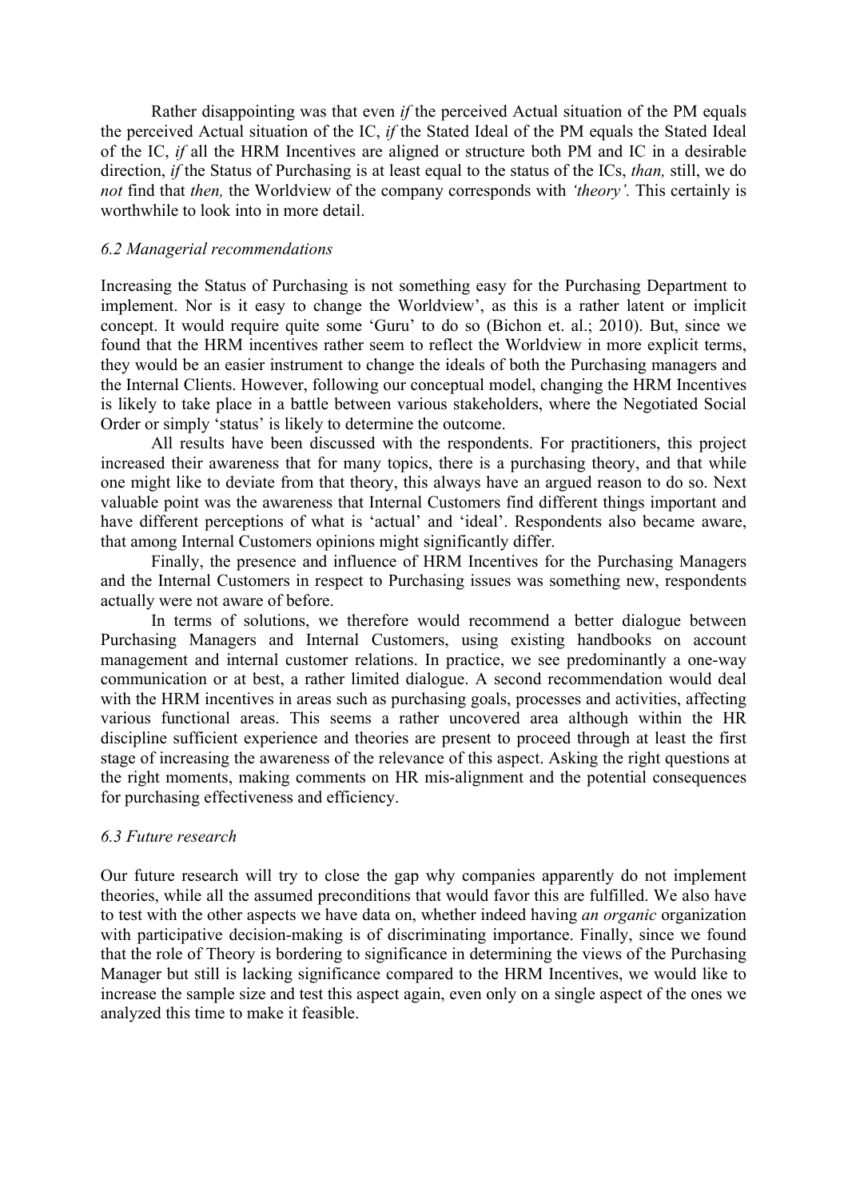Rather disappointing was that even *if* the perceived Actual situation of the PM equals the perceived Actual situation of the IC, *if* the Stated Ideal of the PM equals the Stated Ideal of the IC, *if* all the HRM Incentives are aligned or structure both PM and IC in a desirable direction, *if* the Status of Purchasing is at least equal to the status of the ICs, *than,* still, we do *not* find that *then,* the Worldview of the company corresponds with *'theory'.* This certainly is worthwhile to look into in more detail.

### *6.2 Managerial recommendations*

Increasing the Status of Purchasing is not something easy for the Purchasing Department to implement. Nor is it easy to change the Worldview', as this is a rather latent or implicit concept. It would require quite some 'Guru' to do so (Bichon et. al.; 2010). But, since we found that the HRM incentives rather seem to reflect the Worldview in more explicit terms, they would be an easier instrument to change the ideals of both the Purchasing managers and the Internal Clients. However, following our conceptual model, changing the HRM Incentives is likely to take place in a battle between various stakeholders, where the Negotiated Social Order or simply 'status' is likely to determine the outcome.

All results have been discussed with the respondents. For practitioners, this project increased their awareness that for many topics, there is a purchasing theory, and that while one might like to deviate from that theory, this always have an argued reason to do so. Next valuable point was the awareness that Internal Customers find different things important and have different perceptions of what is 'actual' and 'ideal'. Respondents also became aware, that among Internal Customers opinions might significantly differ.

Finally, the presence and influence of HRM Incentives for the Purchasing Managers and the Internal Customers in respect to Purchasing issues was something new, respondents actually were not aware of before.

In terms of solutions, we therefore would recommend a better dialogue between Purchasing Managers and Internal Customers, using existing handbooks on account management and internal customer relations. In practice, we see predominantly a one-way communication or at best, a rather limited dialogue. A second recommendation would deal with the HRM incentives in areas such as purchasing goals, processes and activities, affecting various functional areas. This seems a rather uncovered area although within the HR discipline sufficient experience and theories are present to proceed through at least the first stage of increasing the awareness of the relevance of this aspect. Asking the right questions at the right moments, making comments on HR mis-alignment and the potential consequences for purchasing effectiveness and efficiency.

### *6.3 Future research*

Our future research will try to close the gap why companies apparently do not implement theories, while all the assumed preconditions that would favor this are fulfilled. We also have to test with the other aspects we have data on, whether indeed having *an organic* organization with participative decision-making is of discriminating importance. Finally, since we found that the role of Theory is bordering to significance in determining the views of the Purchasing Manager but still is lacking significance compared to the HRM Incentives, we would like to increase the sample size and test this aspect again, even only on a single aspect of the ones we analyzed this time to make it feasible.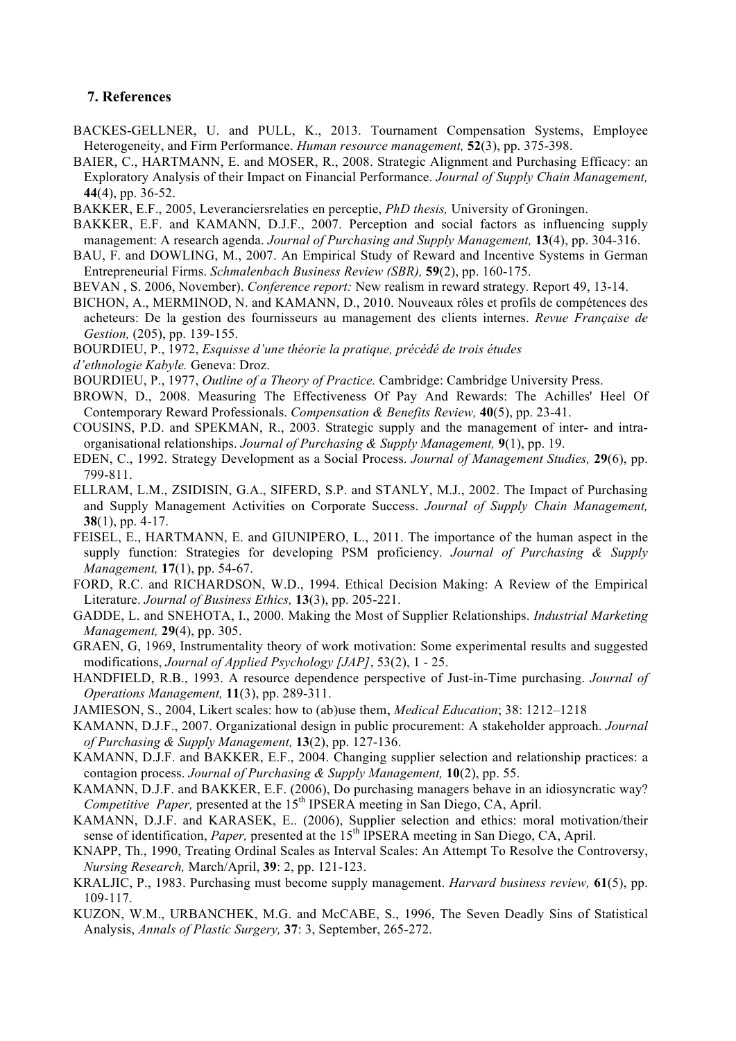## 7. References

BACKES-GELLNER, U. and PULL, K., 2013. Tournament Compensation Systems, Employee Heterogeneity, and Firm Performance. *Human resource management,* **52**(3), pp. 375-398.

BAIER, C., HARTMANN, E. and MOSER, R., 2008. Strategic Alignment and Purchasing Efficacy: an Exploratory Analysis of their Impact on Financial Performance. *Journal of Supply Chain Management,* **44**(4), pp. 36-52.

BAKKER, E.F., 2005, Leveranciersrelaties en perceptie, *PhD thesis,* University of Groningen.

BAKKER, E.F. and KAMANN, D.J.F., 2007. Perception and social factors as influencing supply management: A research agenda. *Journal of Purchasing and Supply Management,* **13**(4), pp. 304-316.

BAU, F. and DOWLING, M., 2007. An Empirical Study of Reward and Incentive Systems in German Entrepreneurial Firms. *Schmalenbach Business Review (SBR),* **59**(2), pp. 160-175.

BEVAN , S. 2006, November). *Conference report:* New realism in reward strategy*.* Report 49, 13-14.

BICHON, A., MERMINOD, N. and KAMANN, D., 2010. Nouveaux rôles et profils de compétences des acheteurs: De la gestion des fournisseurs au management des clients internes. *Revue Française de Gestion,* (205), pp. 139-155.

BOURDIEU, P., 1972, *Esquisse d'une théorie la pratique, précédé de trois études d'ethnologie Kabyle.* Geneva: Droz.

BOURDIEU, P., 1977, *Outline of a Theory of Practice.* Cambridge: Cambridge University Press.

BROWN, D., 2008. Measuring The Effectiveness Of Pay And Rewards: The Achilles' Heel Of Contemporary Reward Professionals. *Compensation & Benefits Review,* **40**(5), pp. 23-41.

COUSINS, P.D. and SPEKMAN, R., 2003. Strategic supply and the management of inter- and intra-organisational relationships. *Journal of Purchasing & Supply Management,* **9**(1), pp. 19.

EDEN, C., 1992. Strategy Development as a Social Process. *Journal of Management Studies,* **29**(6), pp. 799-811.

ELLRAM, L.M., ZSIDISIN, G.A., SIFERD, S.P. and STANLY, M.J., 2002. The Impact of Purchasing and Supply Management Activities on Corporate Success. *Journal of Supply Chain Management,* **38**(1), pp. 4-17.

FEISEL, E., HARTMANN, E. and GIUNIPERO, L., 2011. The importance of the human aspect in the supply function: Strategies for developing PSM proficiency. *Journal of Purchasing & Supply Management,* **17**(1), pp. 54-67.

FORD, R.C. and RICHARDSON, W.D., 1994. Ethical Decision Making: A Review of the Empirical Literature. *Journal of Business Ethics,* **13**(3), pp. 205-221.

GADDE, L. and SNEHOTA, I., 2000. Making the Most of Supplier Relationships. *Industrial Marketing Management,* **29**(4), pp. 305.

GRAEN, G, 1969, Instrumentality theory of work motivation: Some experimental results and suggested modifications, *Journal of Applied Psychology [JAP]*, 53(2), 1 - 25.

HANDFIELD, R.B., 1993. A resource dependence perspective of Just-in-Time purchasing. *Journal of Operations Management,* **11**(3), pp. 289-311.

JAMIESON, S., 2004, Likert scales: how to (ab)use them, *Medical Education*; 38: 1212–1218

KAMANN, D.J.F., 2007. Organizational design in public procurement: A stakeholder approach. *Journal of Purchasing & Supply Management,* **13**(2), pp. 127-136.

KAMANN, D.J.F. and BAKKER, E.F., 2004. Changing supplier selection and relationship practices: a contagion process. *Journal of Purchasing & Supply Management,* **10**(2), pp. 55.

KAMANN, D.J.F. and BAKKER, E.F. (2006), Do purchasing managers behave in an idiosyncratic way? *Competitive Paper,* presented at the 15th IPSERA meeting in San Diego, CA, April.

KAMANN, D.J.F. and KARASEK, E.. (2006), Supplier selection and ethics: moral motivation/their sense of identification, *Paper,* presented at the 15th IPSERA meeting in San Diego, CA, April.

KNAPP, Th., 1990, Treating Ordinal Scales as Interval Scales: An Attempt To Resolve the Controversy, *Nursing Research,* March/April, **39**: 2, pp. 121-123.

KRALJIC, P., 1983. Purchasing must become supply management. *Harvard business review,* **61**(5), pp. 109-117.

KUZON, W.M., URBANCHEK, M.G. and McCABE, S., 1996, The Seven Deadly Sins of Statistical Analysis, *Annals of Plastic Surgery,* **37**: 3, September, 265-272.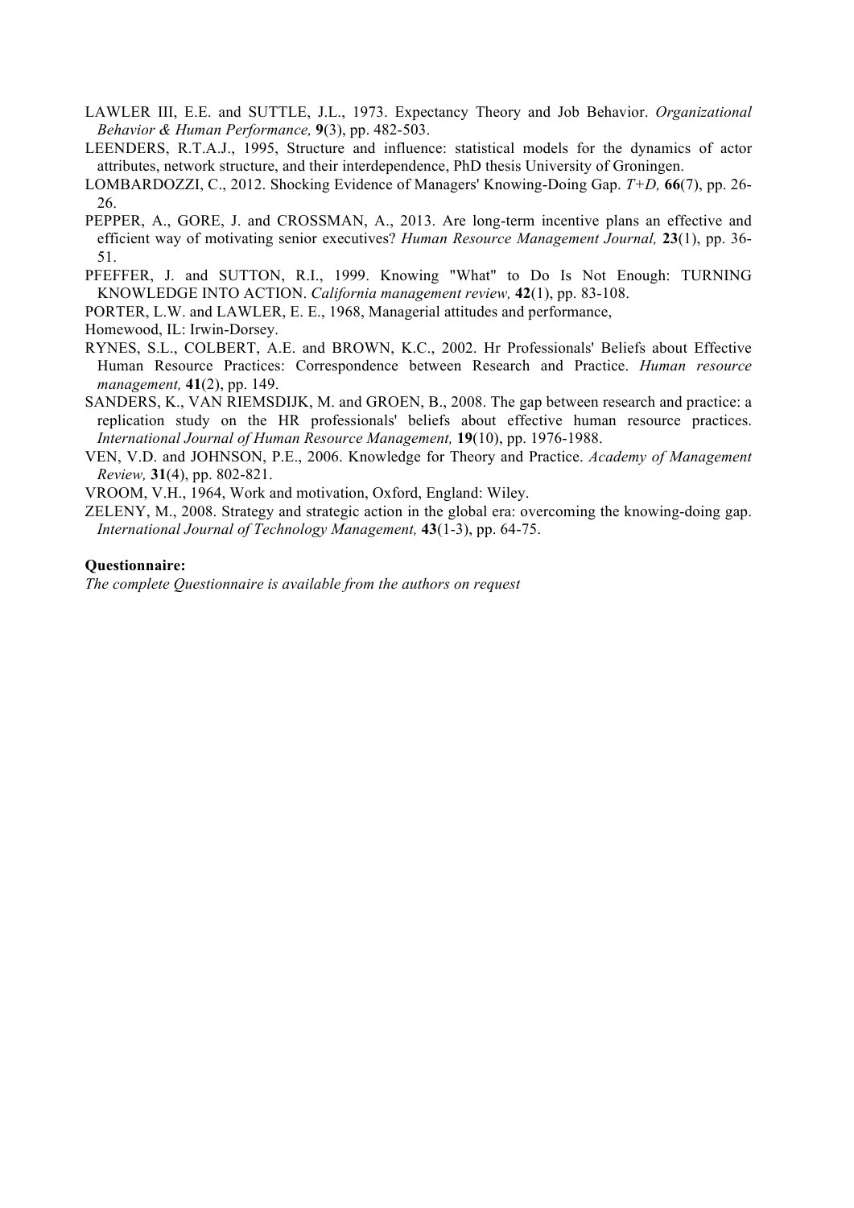LAWLER III, E.E. and SUTTLE, J.L., 1973. Expectancy Theory and Job Behavior. *Organizational Behavior & Human Performance,* **9**(3), pp. 482-503.

LEENDERS, R.T.A.J., 1995, Structure and influence: statistical models for the dynamics of actor attributes, network structure, and their interdependence, PhD thesis University of Groningen.

LOMBARDOZZI, C., 2012. Shocking Evidence of Managers' Knowing-Doing Gap. *T+D,* **66**(7), pp. 26-26.

PEPPER, A., GORE, J. and CROSSMAN, A., 2013. Are long-term incentive plans an effective and efficient way of motivating senior executives? *Human Resource Management Journal,* **23**(1), pp. 36-51.

PFEFFER, J. and SUTTON, R.I., 1999. Knowing "What" to Do Is Not Enough: TURNING KNOWLEDGE INTO ACTION. *California management review,* **42**(1), pp. 83-108.

PORTER, L.W. and LAWLER, E. E., 1968, Managerial attitudes and performance,

Homewood, IL: Irwin-Dorsey.

RYNES, S.L., COLBERT, A.E. and BROWN, K.C., 2002. Hr Professionals' Beliefs about Effective Human Resource Practices: Correspondence between Research and Practice. *Human resource management,* **41**(2), pp. 149.

SANDERS, K., VAN RIEMSDIJK, M. and GROEN, B., 2008. The gap between research and practice: a replication study on the HR professionals' beliefs about effective human resource practices. *International Journal of Human Resource Management,* **19**(10), pp. 1976-1988.

VEN, V.D. and JOHNSON, P.E., 2006. Knowledge for Theory and Practice. *Academy of Management Review,* **31**(4), pp. 802-821.

VROOM, V.H., 1964, Work and motivation, Oxford, England: Wiley.

ZELENY, M., 2008. Strategy and strategic action in the global era: overcoming the knowing-doing gap. *International Journal of Technology Management,* **43**(1-3), pp. 64-75.

**Questionnaire:**

*The complete Questionnaire is available from the authors on request*